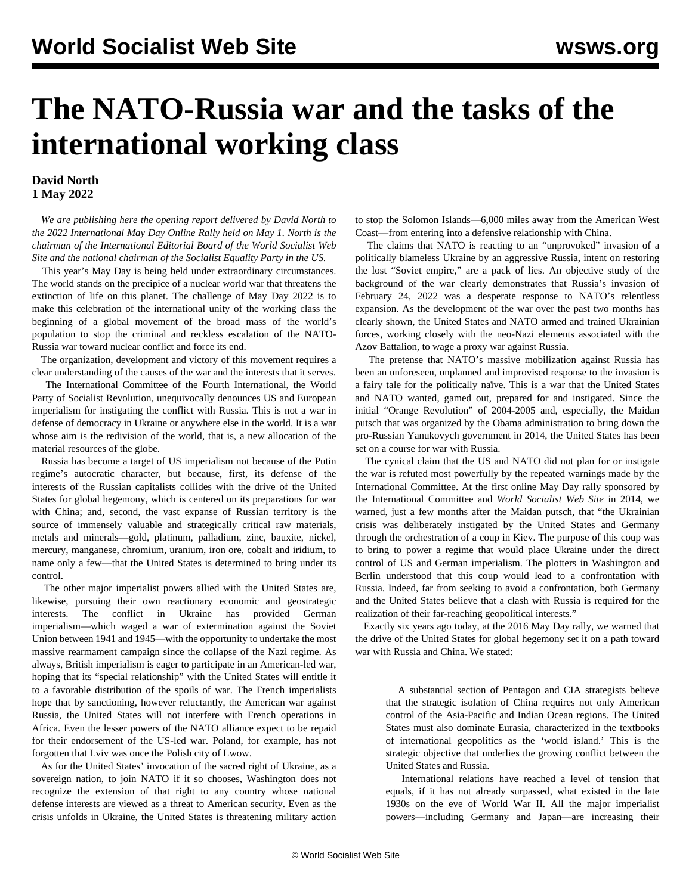# The NATO-Russia war and the tasks of the international working class

**David North**
**1 May 2022**

*We are publishing here the opening report delivered by David North to the 2022 International May Day Online Rally held on May 1. North is the chairman of the International Editorial Board of the World Socialist Web Site and the national chairman of the Socialist Equality Party in the US.*

This year's May Day is being held under extraordinary circumstances. The world stands on the precipice of a nuclear world war that threatens the extinction of life on this planet. The challenge of May Day 2022 is to make this celebration of the international unity of the working class the beginning of a global movement of the broad mass of the world's population to stop the criminal and reckless escalation of the NATO-Russia war toward nuclear conflict and force its end.

The organization, development and victory of this movement requires a clear understanding of the causes of the war and the interests that it serves.

The International Committee of the Fourth International, the World Party of Socialist Revolution, unequivocally denounces US and European imperialism for instigating the conflict with Russia. This is not a war in defense of democracy in Ukraine or anywhere else in the world. It is a war whose aim is the redivision of the world, that is, a new allocation of the material resources of the globe.

Russia has become a target of US imperialism not because of the Putin regime's autocratic character, but because, first, its defense of the interests of the Russian capitalists collides with the drive of the United States for global hegemony, which is centered on its preparations for war with China; and, second, the vast expanse of Russian territory is the source of immensely valuable and strategically critical raw materials, metals and minerals—gold, platinum, palladium, zinc, bauxite, nickel, mercury, manganese, chromium, uranium, iron ore, cobalt and iridium, to name only a few—that the United States is determined to bring under its control.

The other major imperialist powers allied with the United States are, likewise, pursuing their own reactionary economic and geostrategic interests. The conflict in Ukraine has provided German imperialism—which waged a war of extermination against the Soviet Union between 1941 and 1945—with the opportunity to undertake the most massive rearmament campaign since the collapse of the Nazi regime. As always, British imperialism is eager to participate in an American-led war, hoping that its "special relationship" with the United States will entitle it to a favorable distribution of the spoils of war. The French imperialists hope that by sanctioning, however reluctantly, the American war against Russia, the United States will not interfere with French operations in Africa. Even the lesser powers of the NATO alliance expect to be repaid for their endorsement of the US-led war. Poland, for example, has not forgotten that Lviv was once the Polish city of Lwow.

As for the United States' invocation of the sacred right of Ukraine, as a sovereign nation, to join NATO if it so chooses, Washington does not recognize the extension of that right to any country whose national defense interests are viewed as a threat to American security. Even as the crisis unfolds in Ukraine, the United States is threatening military action to stop the Solomon Islands—6,000 miles away from the American West Coast—from entering into a defensive relationship with China.

The claims that NATO is reacting to an "unprovoked" invasion of a politically blameless Ukraine by an aggressive Russia, intent on restoring the lost "Soviet empire," are a pack of lies. An objective study of the background of the war clearly demonstrates that Russia's invasion of February 24, 2022 was a desperate response to NATO's relentless expansion. As the development of the war over the past two months has clearly shown, the United States and NATO armed and trained Ukrainian forces, working closely with the neo-Nazi elements associated with the Azov Battalion, to wage a proxy war against Russia.

The pretense that NATO's massive mobilization against Russia has been an unforeseen, unplanned and improvised response to the invasion is a fairy tale for the politically naïve. This is a war that the United States and NATO wanted, gamed out, prepared for and instigated. Since the initial "Orange Revolution" of 2004-2005 and, especially, the Maidan putsch that was organized by the Obama administration to bring down the pro-Russian Yanukovych government in 2014, the United States has been set on a course for war with Russia.

The cynical claim that the US and NATO did not plan for or instigate the war is refuted most powerfully by the repeated warnings made by the International Committee. At the first online May Day rally sponsored by the International Committee and *World Socialist Web Site* in 2014, we warned, just a few months after the Maidan putsch, that "the Ukrainian crisis was deliberately instigated by the United States and Germany through the orchestration of a coup in Kiev. The purpose of this coup was to bring to power a regime that would place Ukraine under the direct control of US and German imperialism. The plotters in Washington and Berlin understood that this coup would lead to a confrontation with Russia. Indeed, far from seeking to avoid a confrontation, both Germany and the United States believe that a clash with Russia is required for the realization of their far-reaching geopolitical interests."

Exactly six years ago today, at the 2016 May Day rally, we warned that the drive of the United States for global hegemony set it on a path toward war with Russia and China. We stated:

> A substantial section of Pentagon and CIA strategists believe that the strategic isolation of China requires not only American control of the Asia-Pacific and Indian Ocean regions. The United States must also dominate Eurasia, characterized in the textbooks of international geopolitics as the 'world island.' This is the strategic objective that underlies the growing conflict between the United States and Russia.
>
> International relations have reached a level of tension that equals, if it has not already surpassed, what existed in the late 1930s on the eve of World War II. All the major imperialist powers—including Germany and Japan—are increasing their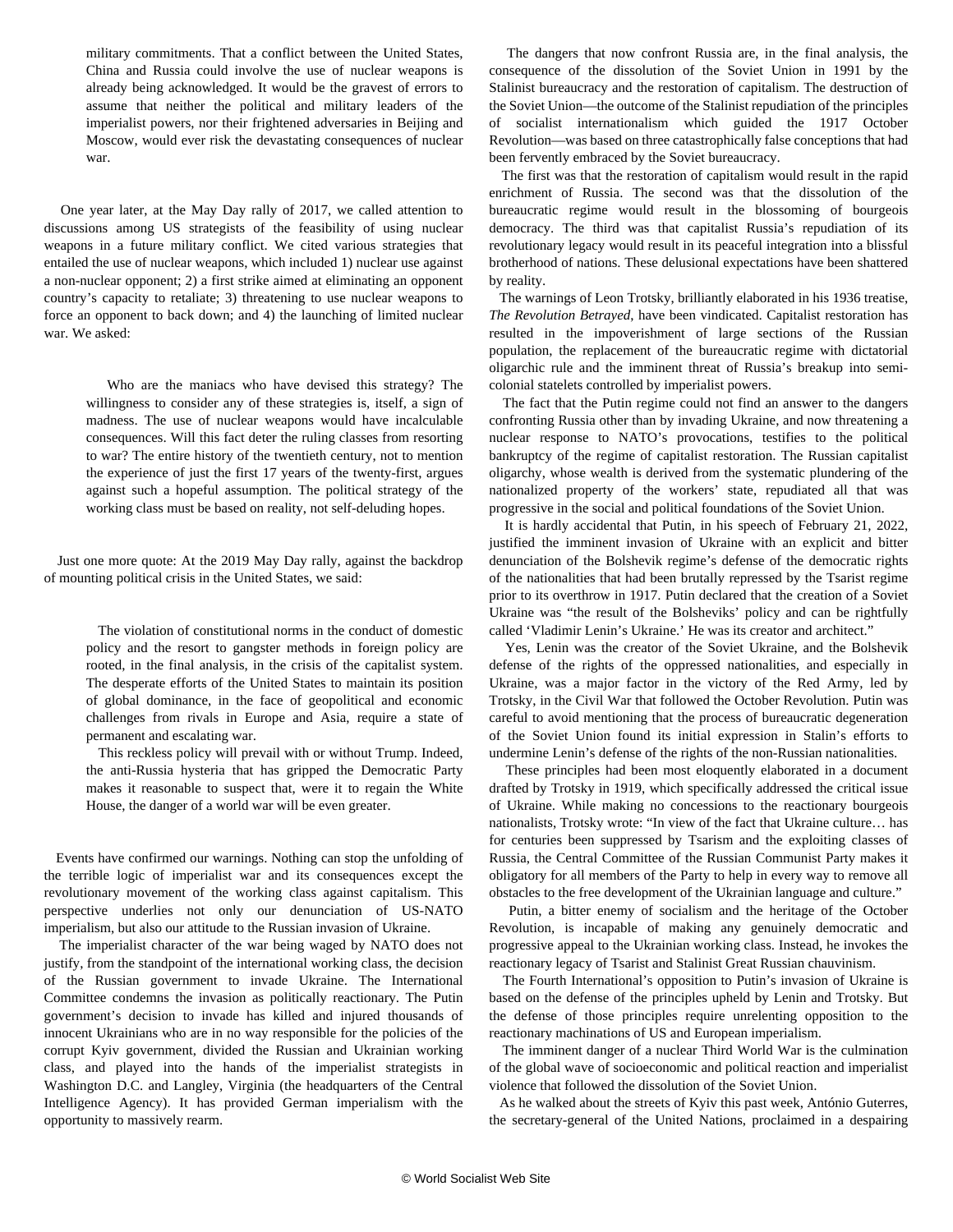military commitments. That a conflict between the United States, China and Russia could involve the use of nuclear weapons is already being acknowledged. It would be the gravest of errors to assume that neither the political and military leaders of the imperialist powers, nor their frightened adversaries in Beijing and Moscow, would ever risk the devastating consequences of nuclear war.

One year later, at the May Day rally of 2017, we called attention to discussions among US strategists of the feasibility of using nuclear weapons in a future military conflict. We cited various strategies that entailed the use of nuclear weapons, which included 1) nuclear use against a non-nuclear opponent; 2) a first strike aimed at eliminating an opponent country's capacity to retaliate; 3) threatening to use nuclear weapons to force an opponent to back down; and 4) the launching of limited nuclear war. We asked:

> Who are the maniacs who have devised this strategy? The willingness to consider any of these strategies is, itself, a sign of madness. The use of nuclear weapons would have incalculable consequences. Will this fact deter the ruling classes from resorting to war? The entire history of the twentieth century, not to mention the experience of just the first 17 years of the twenty-first, argues against such a hopeful assumption. The political strategy of the working class must be based on reality, not self-deluding hopes.

Just one more quote: At the 2019 May Day rally, against the backdrop of mounting political crisis in the United States, we said:

> The violation of constitutional norms in the conduct of domestic policy and the resort to gangster methods in foreign policy are rooted, in the final analysis, in the crisis of the capitalist system. The desperate efforts of the United States to maintain its position of global dominance, in the face of geopolitical and economic challenges from rivals in Europe and Asia, require a state of permanent and escalating war.
>
> This reckless policy will prevail with or without Trump. Indeed, the anti-Russia hysteria that has gripped the Democratic Party makes it reasonable to suspect that, were it to regain the White House, the danger of a world war will be even greater.

Events have confirmed our warnings. Nothing can stop the unfolding of the terrible logic of imperialist war and its consequences except the revolutionary movement of the working class against capitalism. This perspective underlies not only our denunciation of US-NATO imperialism, but also our attitude to the Russian invasion of Ukraine.

The imperialist character of the war being waged by NATO does not justify, from the standpoint of the international working class, the decision of the Russian government to invade Ukraine. The International Committee condemns the invasion as politically reactionary. The Putin government's decision to invade has killed and injured thousands of innocent Ukrainians who are in no way responsible for the policies of the corrupt Kyiv government, divided the Russian and Ukrainian working class, and played into the hands of the imperialist strategists in Washington D.C. and Langley, Virginia (the headquarters of the Central Intelligence Agency). It has provided German imperialism with the opportunity to massively rearm.

The dangers that now confront Russia are, in the final analysis, the consequence of the dissolution of the Soviet Union in 1991 by the Stalinist bureaucracy and the restoration of capitalism. The destruction of the Soviet Union—the outcome of the Stalinist repudiation of the principles of socialist internationalism which guided the 1917 October Revolution—was based on three catastrophically false conceptions that had been fervently embraced by the Soviet bureaucracy.

The first was that the restoration of capitalism would result in the rapid enrichment of Russia. The second was that the dissolution of the bureaucratic regime would result in the blossoming of bourgeois democracy. The third was that capitalist Russia's repudiation of its revolutionary legacy would result in its peaceful integration into a blissful brotherhood of nations. These delusional expectations have been shattered by reality.

The warnings of Leon Trotsky, brilliantly elaborated in his 1936 treatise, *The Revolution Betrayed*, have been vindicated. Capitalist restoration has resulted in the impoverishment of large sections of the Russian population, the replacement of the bureaucratic regime with dictatorial oligarchic rule and the imminent threat of Russia's breakup into semi-colonial statelets controlled by imperialist powers.

The fact that the Putin regime could not find an answer to the dangers confronting Russia other than by invading Ukraine, and now threatening a nuclear response to NATO's provocations, testifies to the political bankruptcy of the regime of capitalist restoration. The Russian capitalist oligarchy, whose wealth is derived from the systematic plundering of the nationalized property of the workers' state, repudiated all that was progressive in the social and political foundations of the Soviet Union.

It is hardly accidental that Putin, in his speech of February 21, 2022, justified the imminent invasion of Ukraine with an explicit and bitter denunciation of the Bolshevik regime's defense of the democratic rights of the nationalities that had been brutally repressed by the Tsarist regime prior to its overthrow in 1917. Putin declared that the creation of a Soviet Ukraine was "the result of the Bolsheviks' policy and can be rightfully called 'Vladimir Lenin's Ukraine.' He was its creator and architect."

Yes, Lenin was the creator of the Soviet Ukraine, and the Bolshevik defense of the rights of the oppressed nationalities, and especially in Ukraine, was a major factor in the victory of the Red Army, led by Trotsky, in the Civil War that followed the October Revolution. Putin was careful to avoid mentioning that the process of bureaucratic degeneration of the Soviet Union found its initial expression in Stalin's efforts to undermine Lenin's defense of the rights of the non-Russian nationalities.

These principles had been most eloquently elaborated in a document drafted by Trotsky in 1919, which specifically addressed the critical issue of Ukraine. While making no concessions to the reactionary bourgeois nationalists, Trotsky wrote: "In view of the fact that Ukraine culture… has for centuries been suppressed by Tsarism and the exploiting classes of Russia, the Central Committee of the Russian Communist Party makes it obligatory for all members of the Party to help in every way to remove all obstacles to the free development of the Ukrainian language and culture."

Putin, a bitter enemy of socialism and the heritage of the October Revolution, is incapable of making any genuinely democratic and progressive appeal to the Ukrainian working class. Instead, he invokes the reactionary legacy of Tsarist and Stalinist Great Russian chauvinism.

The Fourth International's opposition to Putin's invasion of Ukraine is based on the defense of the principles upheld by Lenin and Trotsky. But the defense of those principles require unrelenting opposition to the reactionary machinations of US and European imperialism.

The imminent danger of a nuclear Third World War is the culmination of the global wave of socioeconomic and political reaction and imperialist violence that followed the dissolution of the Soviet Union.

As he walked about the streets of Kyiv this past week, António Guterres, the secretary-general of the United Nations, proclaimed in a despairing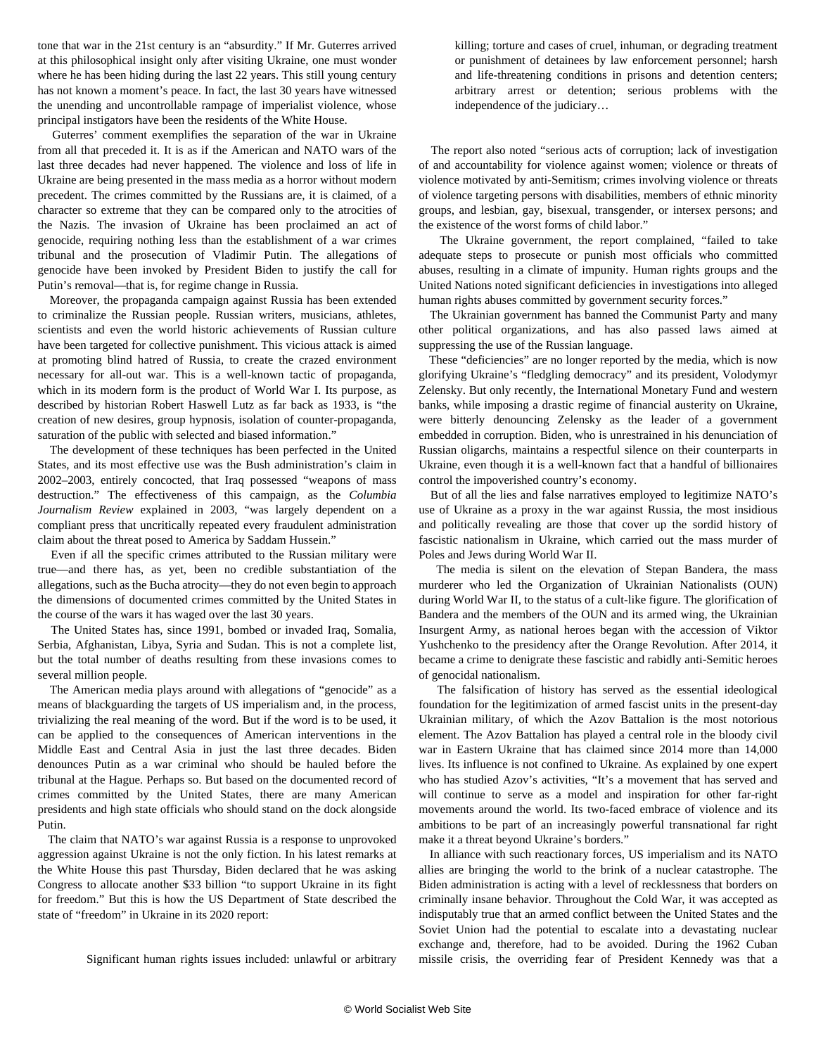tone that war in the 21st century is an "absurdity." If Mr. Guterres arrived at this philosophical insight only after visiting Ukraine, one must wonder where he has been hiding during the last 22 years. This still young century has not known a moment's peace. In fact, the last 30 years have witnessed the unending and uncontrollable rampage of imperialist violence, whose principal instigators have been the residents of the White House.

Guterres' comment exemplifies the separation of the war in Ukraine from all that preceded it. It is as if the American and NATO wars of the last three decades had never happened. The violence and loss of life in Ukraine are being presented in the mass media as a horror without modern precedent. The crimes committed by the Russians are, it is claimed, of a character so extreme that they can be compared only to the atrocities of the Nazis. The invasion of Ukraine has been proclaimed an act of genocide, requiring nothing less than the establishment of a war crimes tribunal and the prosecution of Vladimir Putin. The allegations of genocide have been invoked by President Biden to justify the call for Putin's removal—that is, for regime change in Russia.

Moreover, the propaganda campaign against Russia has been extended to criminalize the Russian people. Russian writers, musicians, athletes, scientists and even the world historic achievements of Russian culture have been targeted for collective punishment. This vicious attack is aimed at promoting blind hatred of Russia, to create the crazed environment necessary for all-out war. This is a well-known tactic of propaganda, which in its modern form is the product of World War I. Its purpose, as described by historian Robert Haswell Lutz as far back as 1933, is "the creation of new desires, group hypnosis, isolation of counter-propaganda, saturation of the public with selected and biased information."

The development of these techniques has been perfected in the United States, and its most effective use was the Bush administration's claim in 2002–2003, entirely concocted, that Iraq possessed "weapons of mass destruction." The effectiveness of this campaign, as the *Columbia Journalism Review* explained in 2003, "was largely dependent on a compliant press that uncritically repeated every fraudulent administration claim about the threat posed to America by Saddam Hussein."

Even if all the specific crimes attributed to the Russian military were true—and there has, as yet, been no credible substantiation of the allegations, such as the Bucha atrocity—they do not even begin to approach the dimensions of documented crimes committed by the United States in the course of the wars it has waged over the last 30 years.

The United States has, since 1991, bombed or invaded Iraq, Somalia, Serbia, Afghanistan, Libya, Syria and Sudan. This is not a complete list, but the total number of deaths resulting from these invasions comes to several million people.

The American media plays around with allegations of "genocide" as a means of blackguarding the targets of US imperialism and, in the process, trivializing the real meaning of the word. But if the word is to be used, it can be applied to the consequences of American interventions in the Middle East and Central Asia in just the last three decades. Biden denounces Putin as a war criminal who should be hauled before the tribunal at the Hague. Perhaps so. But based on the documented record of crimes committed by the United States, there are many American presidents and high state officials who should stand on the dock alongside Putin.

The claim that NATO's war against Russia is a response to unprovoked aggression against Ukraine is not the only fiction. In his latest remarks at the White House this past Thursday, Biden declared that he was asking Congress to allocate another $33 billion "to support Ukraine in its fight for freedom." But this is how the US Department of State described the state of "freedom" in Ukraine in its 2020 report:

> Significant human rights issues included: unlawful or arbitrary killing; torture and cases of cruel, inhuman, or degrading treatment or punishment of detainees by law enforcement personnel; harsh and life-threatening conditions in prisons and detention centers; arbitrary arrest or detention; serious problems with the independence of the judiciary…

The report also noted "serious acts of corruption; lack of investigation of and accountability for violence against women; violence or threats of violence motivated by anti-Semitism; crimes involving violence or threats of violence targeting persons with disabilities, members of ethnic minority groups, and lesbian, gay, bisexual, transgender, or intersex persons; and the existence of the worst forms of child labor."

The Ukraine government, the report complained, "failed to take adequate steps to prosecute or punish most officials who committed abuses, resulting in a climate of impunity. Human rights groups and the United Nations noted significant deficiencies in investigations into alleged human rights abuses committed by government security forces."

The Ukrainian government has banned the Communist Party and many other political organizations, and has also passed laws aimed at suppressing the use of the Russian language.

These "deficiencies" are no longer reported by the media, which is now glorifying Ukraine's "fledgling democracy" and its president, Volodymyr Zelensky. But only recently, the International Monetary Fund and western banks, while imposing a drastic regime of financial austerity on Ukraine, were bitterly denouncing Zelensky as the leader of a government embedded in corruption. Biden, who is unrestrained in his denunciation of Russian oligarchs, maintains a respectful silence on their counterparts in Ukraine, even though it is a well-known fact that a handful of billionaires control the impoverished country's economy.

But of all the lies and false narratives employed to legitimize NATO's use of Ukraine as a proxy in the war against Russia, the most insidious and politically revealing are those that cover up the sordid history of fascistic nationalism in Ukraine, which carried out the mass murder of Poles and Jews during World War II.

The media is silent on the elevation of Stepan Bandera, the mass murderer who led the Organization of Ukrainian Nationalists (OUN) during World War II, to the status of a cult-like figure. The glorification of Bandera and the members of the OUN and its armed wing, the Ukrainian Insurgent Army, as national heroes began with the accession of Viktor Yushchenko to the presidency after the Orange Revolution. After 2014, it became a crime to denigrate these fascistic and rabidly anti-Semitic heroes of genocidal nationalism.

The falsification of history has served as the essential ideological foundation for the legitimization of armed fascist units in the present-day Ukrainian military, of which the Azov Battalion is the most notorious element. The Azov Battalion has played a central role in the bloody civil war in Eastern Ukraine that has claimed since 2014 more than 14,000 lives. Its influence is not confined to Ukraine. As explained by one expert who has studied Azov's activities, "It's a movement that has served and will continue to serve as a model and inspiration for other far-right movements around the world. Its two-faced embrace of violence and its ambitions to be part of an increasingly powerful transnational far right make it a threat beyond Ukraine's borders."

In alliance with such reactionary forces, US imperialism and its NATO allies are bringing the world to the brink of a nuclear catastrophe. The Biden administration is acting with a level of recklessness that borders on criminally insane behavior. Throughout the Cold War, it was accepted as indisputably true that an armed conflict between the United States and the Soviet Union had the potential to escalate into a devastating nuclear exchange and, therefore, had to be avoided. During the 1962 Cuban missile crisis, the overriding fear of President Kennedy was that a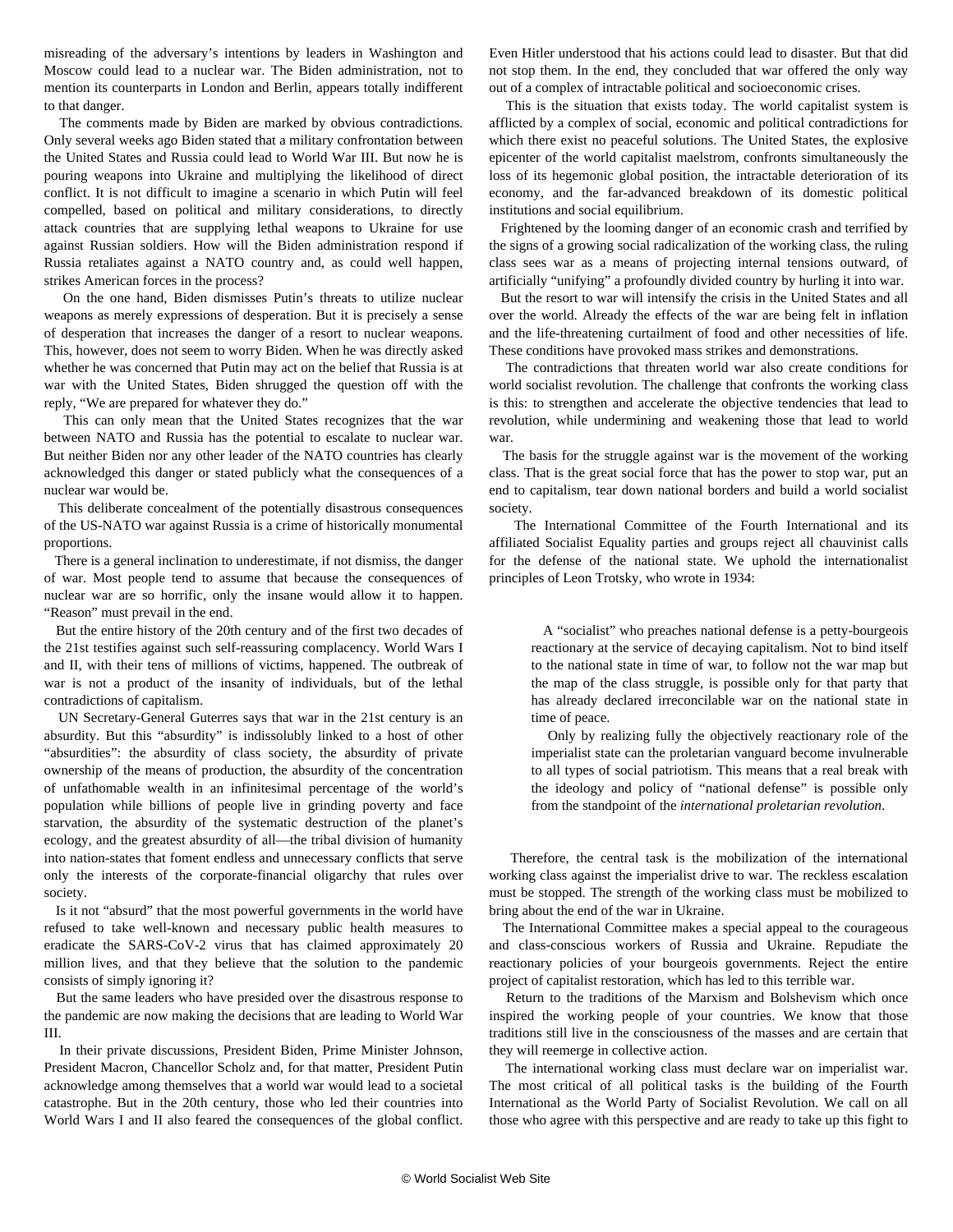misreading of the adversary's intentions by leaders in Washington and Moscow could lead to a nuclear war. The Biden administration, not to mention its counterparts in London and Berlin, appears totally indifferent to that danger.

The comments made by Biden are marked by obvious contradictions. Only several weeks ago Biden stated that a military confrontation between the United States and Russia could lead to World War III. But now he is pouring weapons into Ukraine and multiplying the likelihood of direct conflict. It is not difficult to imagine a scenario in which Putin will feel compelled, based on political and military considerations, to directly attack countries that are supplying lethal weapons to Ukraine for use against Russian soldiers. How will the Biden administration respond if Russia retaliates against a NATO country and, as could well happen, strikes American forces in the process?

On the one hand, Biden dismisses Putin's threats to utilize nuclear weapons as merely expressions of desperation. But it is precisely a sense of desperation that increases the danger of a resort to nuclear weapons. This, however, does not seem to worry Biden. When he was directly asked whether he was concerned that Putin may act on the belief that Russia is at war with the United States, Biden shrugged the question off with the reply, "We are prepared for whatever they do."

This can only mean that the United States recognizes that the war between NATO and Russia has the potential to escalate to nuclear war. But neither Biden nor any other leader of the NATO countries has clearly acknowledged this danger or stated publicly what the consequences of a nuclear war would be.

This deliberate concealment of the potentially disastrous consequences of the US-NATO war against Russia is a crime of historically monumental proportions.

There is a general inclination to underestimate, if not dismiss, the danger of war. Most people tend to assume that because the consequences of nuclear war are so horrific, only the insane would allow it to happen. "Reason" must prevail in the end.

But the entire history of the 20th century and of the first two decades of the 21st testifies against such self-reassuring complacency. World Wars I and II, with their tens of millions of victims, happened. The outbreak of war is not a product of the insanity of individuals, but of the lethal contradictions of capitalism.

UN Secretary-General Guterres says that war in the 21st century is an absurdity. But this "absurdity" is indissolubly linked to a host of other "absurdities": the absurdity of class society, the absurdity of private ownership of the means of production, the absurdity of the concentration of unfathomable wealth in an infinitesimal percentage of the world's population while billions of people live in grinding poverty and face starvation, the absurdity of the systematic destruction of the planet's ecology, and the greatest absurdity of all—the tribal division of humanity into nation-states that foment endless and unnecessary conflicts that serve only the interests of the corporate-financial oligarchy that rules over society.

Is it not "absurd" that the most powerful governments in the world have refused to take well-known and necessary public health measures to eradicate the SARS-CoV-2 virus that has claimed approximately 20 million lives, and that they believe that the solution to the pandemic consists of simply ignoring it?

But the same leaders who have presided over the disastrous response to the pandemic are now making the decisions that are leading to World War III.

In their private discussions, President Biden, Prime Minister Johnson, President Macron, Chancellor Scholz and, for that matter, President Putin acknowledge among themselves that a world war would lead to a societal catastrophe. But in the 20th century, those who led their countries into World Wars I and II also feared the consequences of the global conflict. Even Hitler understood that his actions could lead to disaster. But that did not stop them. In the end, they concluded that war offered the only way out of a complex of intractable political and socioeconomic crises.

This is the situation that exists today. The world capitalist system is afflicted by a complex of social, economic and political contradictions for which there exist no peaceful solutions. The United States, the explosive epicenter of the world capitalist maelstrom, confronts simultaneously the loss of its hegemonic global position, the intractable deterioration of its economy, and the far-advanced breakdown of its domestic political institutions and social equilibrium.

Frightened by the looming danger of an economic crash and terrified by the signs of a growing social radicalization of the working class, the ruling class sees war as a means of projecting internal tensions outward, of artificially "unifying" a profoundly divided country by hurling it into war.

But the resort to war will intensify the crisis in the United States and all over the world. Already the effects of the war are being felt in inflation and the life-threatening curtailment of food and other necessities of life. These conditions have provoked mass strikes and demonstrations.

The contradictions that threaten world war also create conditions for world socialist revolution. The challenge that confronts the working class is this: to strengthen and accelerate the objective tendencies that lead to revolution, while undermining and weakening those that lead to world war.

The basis for the struggle against war is the movement of the working class. That is the great social force that has the power to stop war, put an end to capitalism, tear down national borders and build a world socialist society.

The International Committee of the Fourth International and its affiliated Socialist Equality parties and groups reject all chauvinist calls for the defense of the national state. We uphold the internationalist principles of Leon Trotsky, who wrote in 1934:

> A "socialist" who preaches national defense is a petty-bourgeois reactionary at the service of decaying capitalism. Not to bind itself to the national state in time of war, to follow not the war map but the map of the class struggle, is possible only for that party that has already declared irreconcilable war on the national state in time of peace.
>
> Only by realizing fully the objectively reactionary role of the imperialist state can the proletarian vanguard become invulnerable to all types of social patriotism. This means that a real break with the ideology and policy of "national defense" is possible only from the standpoint of the *international proletarian revolution*.

Therefore, the central task is the mobilization of the international working class against the imperialist drive to war. The reckless escalation must be stopped. The strength of the working class must be mobilized to bring about the end of the war in Ukraine.

The International Committee makes a special appeal to the courageous and class-conscious workers of Russia and Ukraine. Repudiate the reactionary policies of your bourgeois governments. Reject the entire project of capitalist restoration, which has led to this terrible war.

Return to the traditions of the Marxism and Bolshevism which once inspired the working people of your countries. We know that those traditions still live in the consciousness of the masses and are certain that they will reemerge in collective action.

The international working class must declare war on imperialist war. The most critical of all political tasks is the building of the Fourth International as the World Party of Socialist Revolution. We call on all those who agree with this perspective and are ready to take up this fight to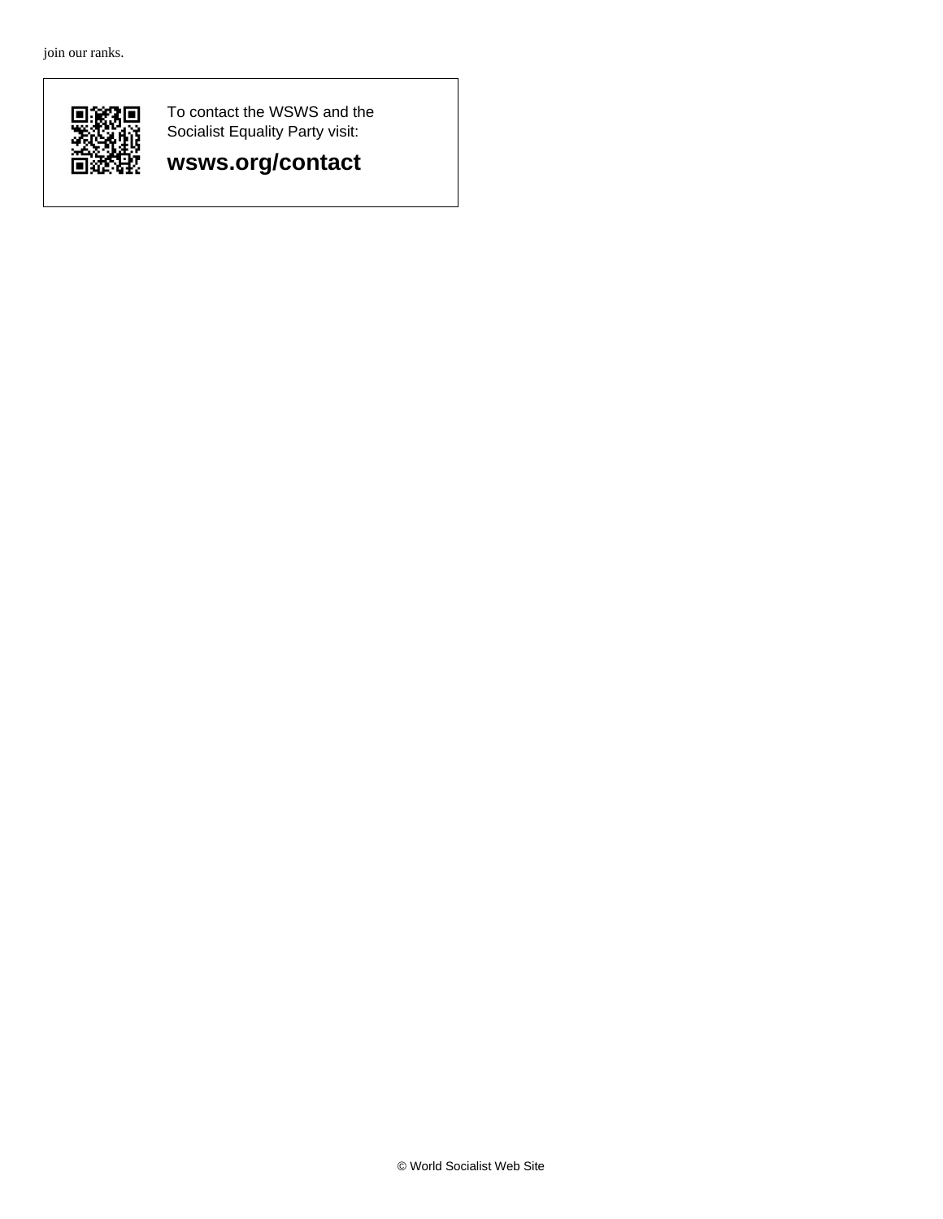join our ranks.

To contact the WSWS and the Socialist Equality Party visit:

**wsws.org/contact**